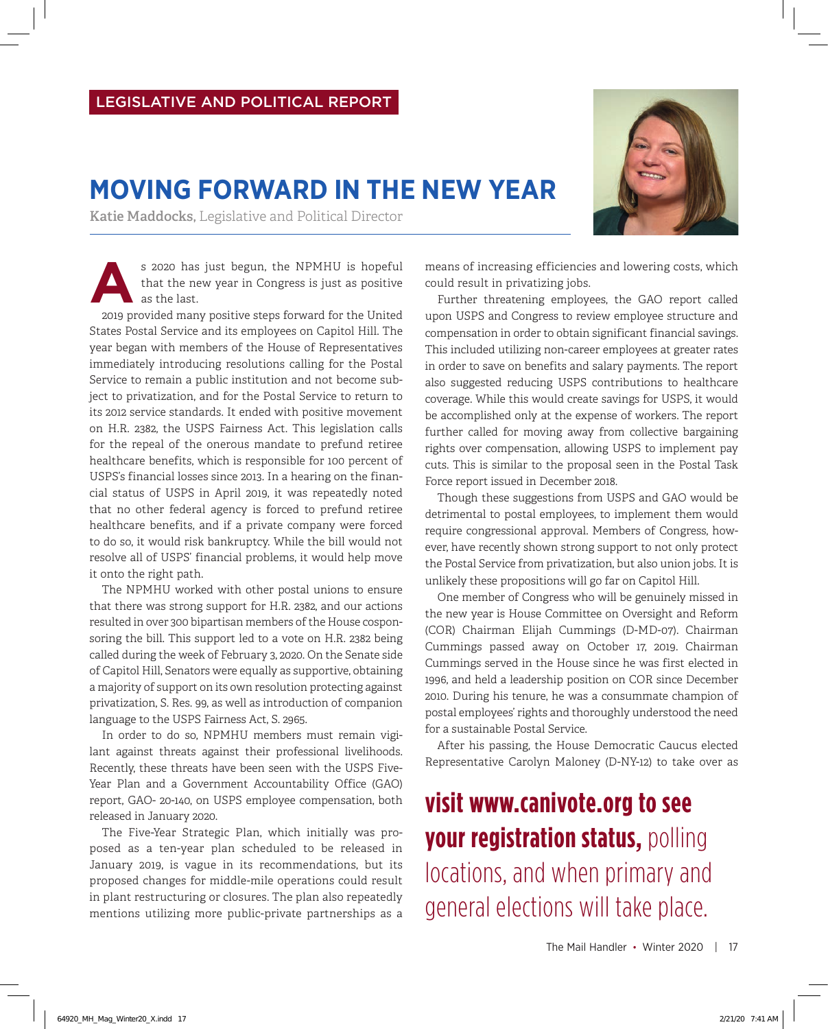LEGISLATIVE AND POLITICAL REPORT

# MOVING FORWARD IN THE NEW YEAR

**Katie Maddocks,** Legislative and Political Director

As 2020 has just begun, the NPMHU is hopeful that the new year in Congress is just as positive as the last.

2019 provided many positive steps forward for the United States Postal Service and its employees on Capitol Hill. The year began with members of the House of Representatives immediately introducing resolutions calling for the Postal Service to remain a public institution and not become subject to privatization, and for the Postal Service to return to its 2012 service standards. It ended with positive movement on H.R. 2382, the USPS Fairness Act. This legislation calls for the repeal of the onerous mandate to prefund retiree healthcare benefits, which is responsible for 100 percent of USPS's financial losses since 2013. In a hearing on the financial status of USPS in April 2019, it was repeatedly noted that no other federal agency is forced to prefund retiree healthcare benefits, and if a private company were forced to do so, it would risk bankruptcy. While the bill would not resolve all of USPS' financial problems, it would help move it onto the right path.

The NPMHU worked with other postal unions to ensure that there was strong support for H.R. 2382, and our actions resulted in over 300 bipartisan members of the House cosponsoring the bill. This support led to a vote on H.R. 2382 being called during the week of February 3, 2020. On the Senate side of Capitol Hill, Senators were equally as supportive, obtaining a majority of support on its own resolution protecting against privatization, S. Res. 99, as well as introduction of companion language to the USPS Fairness Act, S. 2965.

In order to do so, NPMHU members must remain vigilant against threats against their professional livelihoods. Recently, these threats have been seen with the USPS Five-Year Plan and a Government Accountability Office (GAO) report, GAO- 20-140, on USPS employee compensation, both released in January 2020.

The Five-Year Strategic Plan, which initially was proposed as a ten-year plan scheduled to be released in January 2019, is vague in its recommendations, but its proposed changes for middle-mile operations could result in plant restructuring or closures. The plan also repeatedly mentions utilizing more public-private partnerships as a means of increasing efficiencies and lowering costs, which could result in privatizing jobs.

Further threatening employees, the GAO report called upon USPS and Congress to review employee structure and compensation in order to obtain significant financial savings. This included utilizing non-career employees at greater rates in order to save on benefits and salary payments. The report also suggested reducing USPS contributions to healthcare coverage. While this would create savings for USPS, it would be accomplished only at the expense of workers. The report further called for moving away from collective bargaining rights over compensation, allowing USPS to implement pay cuts. This is similar to the proposal seen in the Postal Task Force report issued in December 2018.

Though these suggestions from USPS and GAO would be detrimental to postal employees, to implement them would require congressional approval. Members of Congress, however, have recently shown strong support to not only protect the Postal Service from privatization, but also union jobs. It is unlikely these propositions will go far on Capitol Hill.

One member of Congress who will be genuinely missed in the new year is House Committee on Oversight and Reform (COR) Chairman Elijah Cummings (D-MD-07). Chairman Cummings passed away on October 17, 2019. Chairman Cummings served in the House since he was first elected in 1996, and held a leadership position on COR since December 2010. During his tenure, he was a consummate champion of postal employees' rights and thoroughly understood the need for a sustainable Postal Service.

After his passing, the House Democratic Caucus elected Representative Carolyn Maloney (D-NY-12) to take over as

**visit www.canivote.org to see your registration status,** polling locations, and when primary and general elections will take place.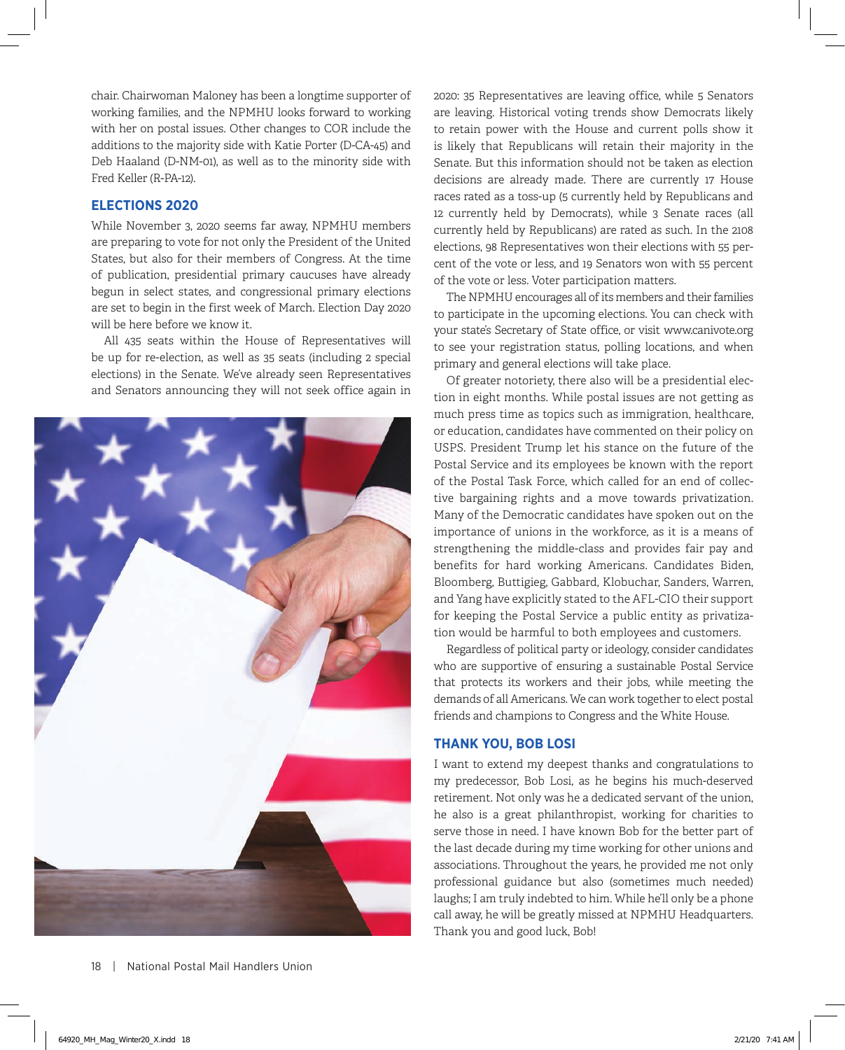chair. Chairwoman Maloney has been a longtime supporter of working families, and the NPMHU looks forward to working with her on postal issues. Other changes to COR include the additions to the majority side with Katie Porter (D-CA-45) and Deb Haaland (D-NM-01), as well as to the minority side with Fred Keller (R-PA-12).

## ELECTIONS 2020

While November 3, 2020 seems far away, NPMHU members are preparing to vote for not only the President of the United States, but also for their members of Congress. At the time of publication, presidential primary caucuses have already begun in select states, and congressional primary elections are set to begin in the first week of March. Election Day 2020 will be here before we know it.

All 435 seats within the House of Representatives will be up for re-election, as well as 35 seats (including 2 special elections) in the Senate. We've already seen Representatives and Senators announcing they will not seek office again in 2020: 35 Representatives are leaving office, while 5 Senators are leaving. Historical voting trends show Democrats likely to retain power with the House and current polls show it is likely that Republicans will retain their majority in the Senate. But this information should not be taken as election decisions are already made. There are currently 17 House races rated as a toss-up (5 currently held by Republicans and 12 currently held by Democrats), while 3 Senate races (all currently held by Republicans) are rated as such. In the 2108 elections, 98 Representatives won their elections with 55 percent of the vote or less, and 19 Senators won with 55 percent of the vote or less. Voter participation matters.

The NPMHU encourages all of its members and their families to participate in the upcoming elections. You can check with your state's Secretary of State office, or visit www.canivote.org to see your registration status, polling locations, and when primary and general elections will take place.

Of greater notoriety, there also will be a presidential election in eight months. While postal issues are not getting as much press time as topics such as immigration, healthcare, or education, candidates have commented on their policy on USPS. President Trump let his stance on the future of the Postal Service and its employees be known with the report of the Postal Task Force, which called for an end of collective bargaining rights and a move towards privatization. Many of the Democratic candidates have spoken out on the importance of unions in the workforce, as it is a means of strengthening the middle-class and provides fair pay and benefits for hard working Americans. Candidates Biden, Bloomberg, Buttigieg, Gabbard, Klobuchar, Sanders, Warren, and Yang have explicitly stated to the AFL-CIO their support for keeping the Postal Service a public entity as privatization would be harmful to both employees and customers.

Regardless of political party or ideology, consider candidates who are supportive of ensuring a sustainable Postal Service that protects its workers and their jobs, while meeting the demands of all Americans. We can work together to elect postal friends and champions to Congress and the White House.

## THANK YOU, BOB LOSI

I want to extend my deepest thanks and congratulations to my predecessor, Bob Losi, as he begins his much-deserved retirement. Not only was he a dedicated servant of the union, he also is a great philanthropist, working for charities to serve those in need. I have known Bob for the better part of the last decade during my time working for other unions and associations. Throughout the years, he provided me not only professional guidance but also (sometimes much needed) laughs; I am truly indebted to him. While he'll only be a phone call away, he will be greatly missed at NPMHU Headquarters. Thank you and good luck, Bob!